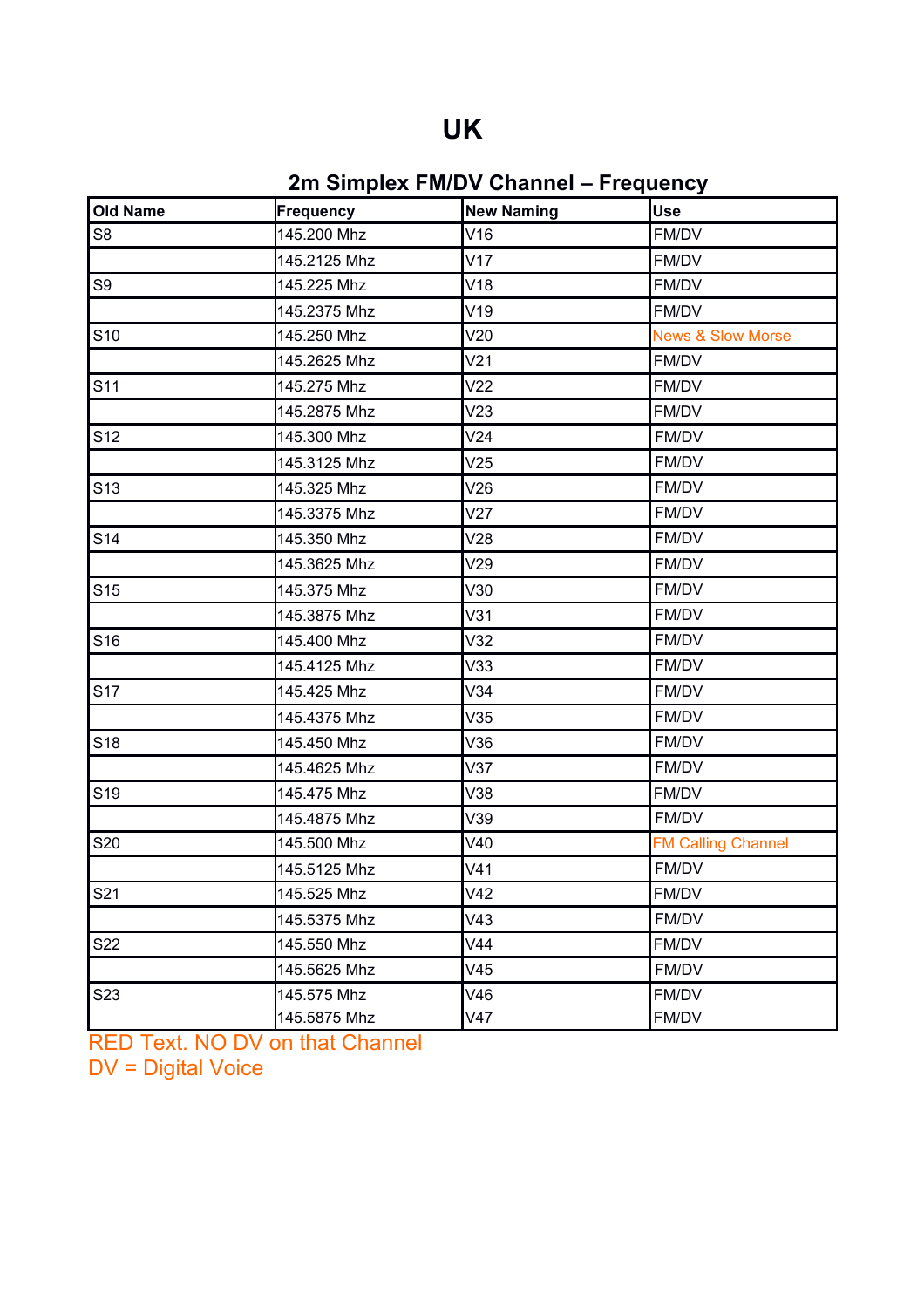# UK

## 2m Simplex FM/DV Channel – Frequency

| Old Name | Frequency | New Naming | Use |
|---|---|---|---|
| S8 | 145.200 Mhz | V16 | FM/DV |
| | 145.2125 Mhz | V17 | FM/DV |
| S9 | 145.225 Mhz | V18 | FM/DV |
| | 145.2375 Mhz | V19 | FM/DV |
| S10 | 145.250 Mhz | V20 | News & Slow Morse |
| | 145.2625 Mhz | V21 | FM/DV |
| S11 | 145.275 Mhz | V22 | FM/DV |
| | 145.2875 Mhz | V23 | FM/DV |
| S12 | 145.300 Mhz | V24 | FM/DV |
| | 145.3125 Mhz | V25 | FM/DV |
| S13 | 145.325 Mhz | V26 | FM/DV |
| | 145.3375 Mhz | V27 | FM/DV |
| S14 | 145.350 Mhz | V28 | FM/DV |
| | 145.3625 Mhz | V29 | FM/DV |
| S15 | 145.375 Mhz | V30 | FM/DV |
| | 145.3875 Mhz | V31 | FM/DV |
| S16 | 145.400 Mhz | V32 | FM/DV |
| | 145.4125 Mhz | V33 | FM/DV |
| S17 | 145.425 Mhz | V34 | FM/DV |
| | 145.4375 Mhz | V35 | FM/DV |
| S18 | 145.450 Mhz | V36 | FM/DV |
| | 145.4625 Mhz | V37 | FM/DV |
| S19 | 145.475 Mhz | V38 | FM/DV |
| | 145.4875 Mhz | V39 | FM/DV |
| S20 | 145.500 Mhz | V40 | FM Calling Channel |
| | 145.5125 Mhz | V41 | FM/DV |
| S21 | 145.525 Mhz | V42 | FM/DV |
| | 145.5375 Mhz | V43 | FM/DV |
| S22 | 145.550 Mhz | V44 | FM/DV |
| | 145.5625 Mhz | V45 | FM/DV |
| S23 | 145.575 Mhz | V46 | FM/DV |
| | 145.5875 Mhz | V47 | FM/DV |

RED Text. NO DV on that Channel
DV = Digital Voice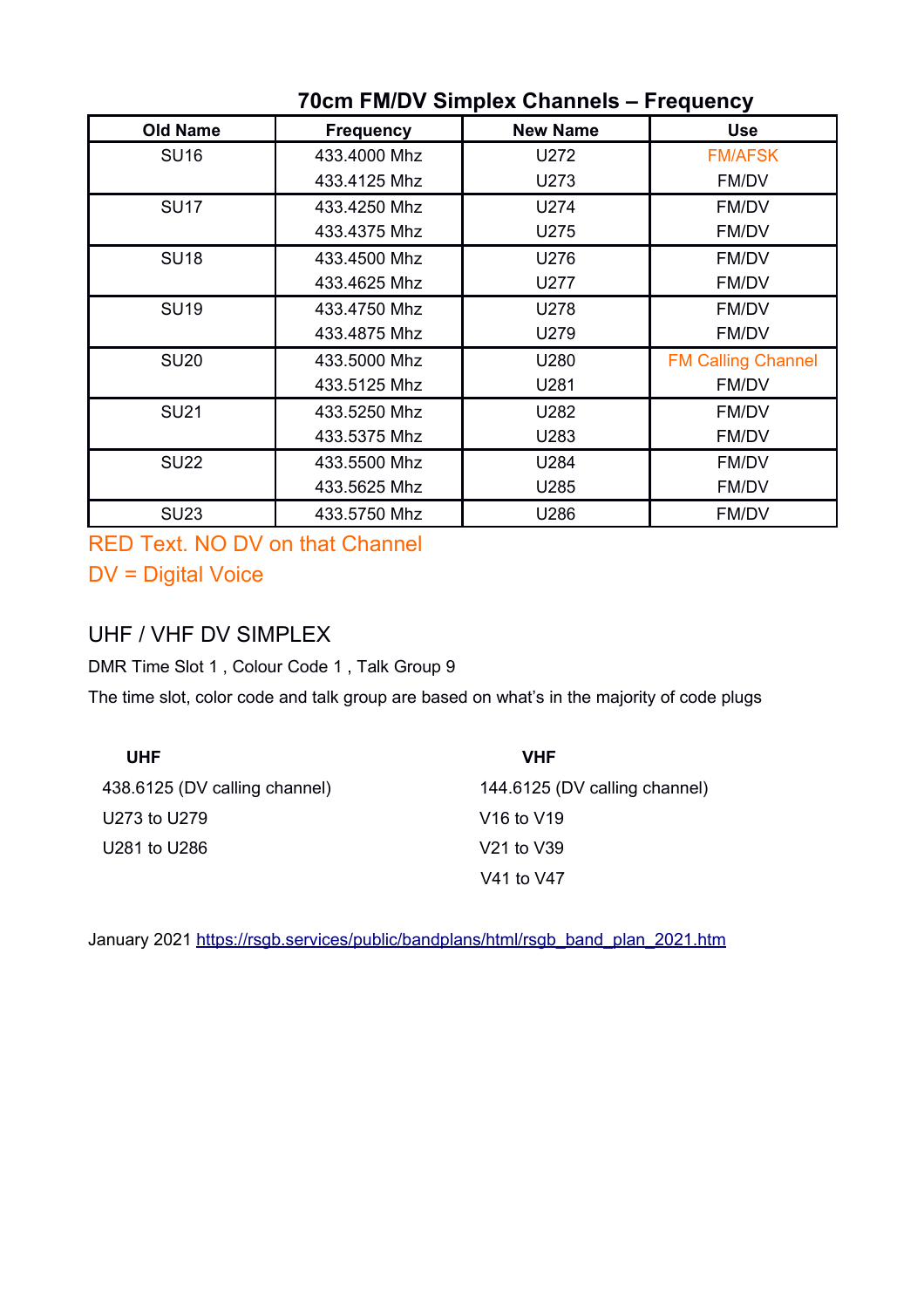## 70cm FM/DV Simplex Channels – Frequency

| Old Name | Frequency | New Name | Use |
|---|---|---|---|
| SU16 | 433.4000 Mhz | U272 | FM/AFSK |
| | 433.4125 Mhz | U273 | FM/DV |
| SU17 | 433.4250 Mhz | U274 | FM/DV |
| | 433.4375 Mhz | U275 | FM/DV |
| SU18 | 433.4500 Mhz | U276 | FM/DV |
| | 433.4625 Mhz | U277 | FM/DV |
| SU19 | 433.4750 Mhz | U278 | FM/DV |
| | 433.4875 Mhz | U279 | FM/DV |
| SU20 | 433.5000 Mhz | U280 | FM Calling Channel |
| | 433.5125 Mhz | U281 | FM/DV |
| SU21 | 433.5250 Mhz | U282 | FM/DV |
| | 433.5375 Mhz | U283 | FM/DV |
| SU22 | 433.5500 Mhz | U284 | FM/DV |
| | 433.5625 Mhz | U285 | FM/DV |
| SU23 | 433.5750 Mhz | U286 | FM/DV |

RED Text. NO DV on that Channel

DV = Digital Voice

### UHF / VHF DV SIMPLEX

DMR Time Slot 1 , Colour Code 1 , Talk Group 9

The time slot, color code and talk group are based on what's in the majority of code plugs

| UHF | VHF |
|---|---|
| 438.6125 (DV calling channel) | 144.6125 (DV calling channel) |
| U273 to U279 | V16 to V19 |
| U281 to U286 | V21 to V39 |
| | V41 to V47 |

January 2021 https://rsgb.services/public/bandplans/html/rsgb_band_plan_2021.htm